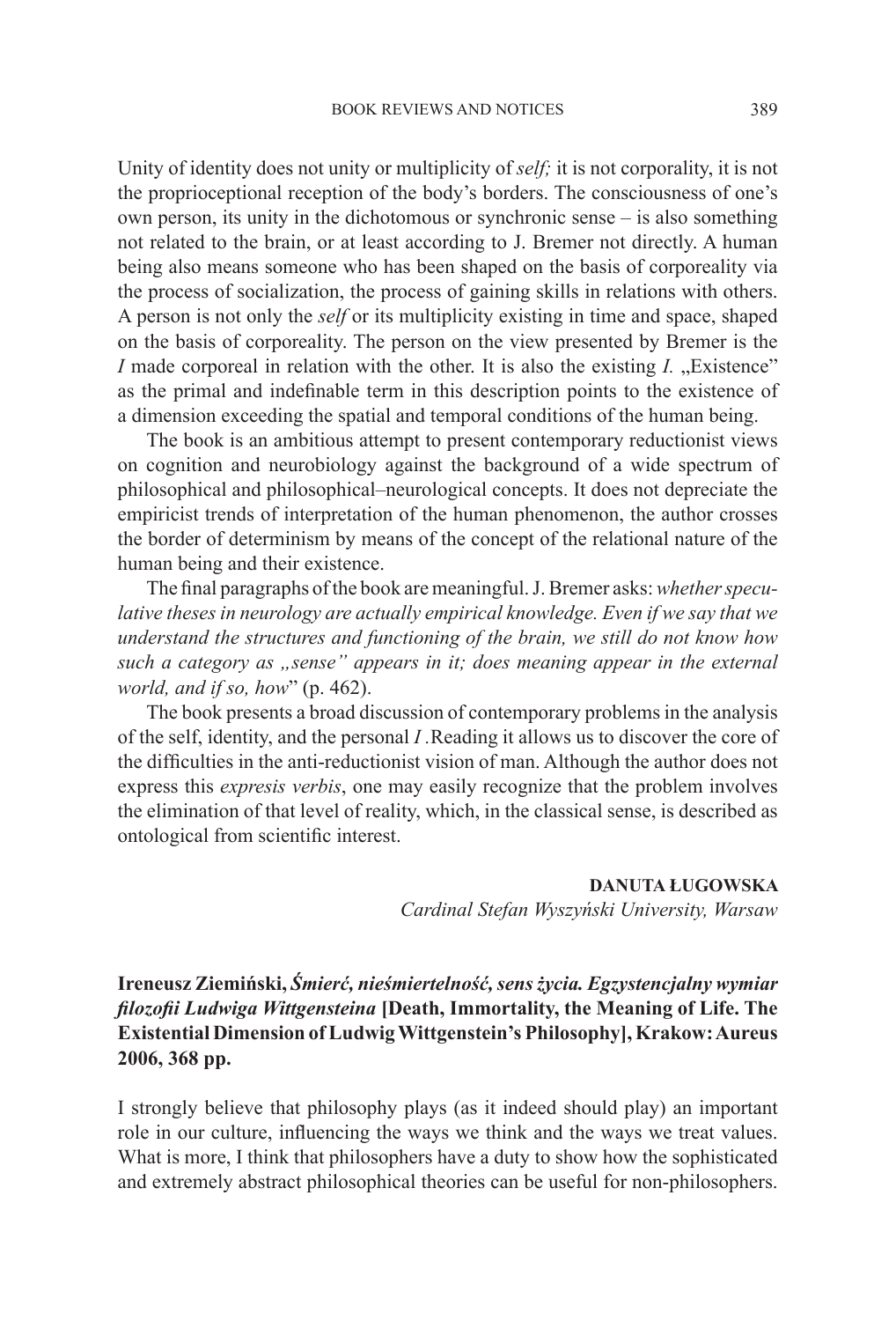Unity of identity does not unity or multiplicity of *self;* it is not corporality, it is not the proprioceptional reception of the body's borders. The consciousness of one's own person, its unity in the dichotomous or synchronic sense – is also something not related to the brain, or at least according to J. Bremer not directly. A human being also means someone who has been shaped on the basis of corporeality via the process of socialization, the process of gaining skills in relations with others. A person is not only the *self* or its multiplicity existing in time and space, shaped on the basis of corporeality. The person on the view presented by Bremer is the *I* made corporeal in relation with the other. It is also the existing *I.* „Existence" as the primal and indefinable term in this description points to the existence of a dimension exceeding the spatial and temporal conditions of the human being.

The book is an ambitious attempt to present contemporary reductionist views on cognition and neurobiology against the background of a wide spectrum of philosophical and philosophical–neurological concepts. It does not depreciate the empiricist trends of interpretation of the human phenomenon, the author crosses the border of determinism by means of the concept of the relational nature of the human being and their existence.

The final paragraphs of the book are meaningful. J. Bremer asks: *whether speculative theses in neurology are actually empirical knowledge. Even if we say that we understand the structures and functioning of the brain, we still do not know how such a category as „sense" appears in it; does meaning appear in the external world, and if so, how*" (p. 462).

The book presents a broad discussion of contemporary problems in the analysis of the self, identity, and the personal *I* .Reading it allows us to discover the core of the difficulties in the anti-reductionist vision of man. Although the author does not express this *expresis verbis*, one may easily recognize that the problem involves the elimination of that level of reality, which, in the classical sense, is described as ontological from scientific interest.

**DANUTA ŁUGOWSKA**
*Cardinal Stefan Wyszyński University, Warsaw*

**Ireneusz Ziemiński, *Śmierć, nieśmiertelność, sens życia. Egzystencjalny wymiar filozofii Ludwiga Wittgensteina* [Death, Immortality, the Meaning of Life. The Existential Dimension of Ludwig Wittgenstein's Philosophy], Krakow: Aureus 2006, 368 pp.**

I strongly believe that philosophy plays (as it indeed should play) an important role in our culture, influencing the ways we think and the ways we treat values. What is more, I think that philosophers have a duty to show how the sophisticated and extremely abstract philosophical theories can be useful for non-philosophers.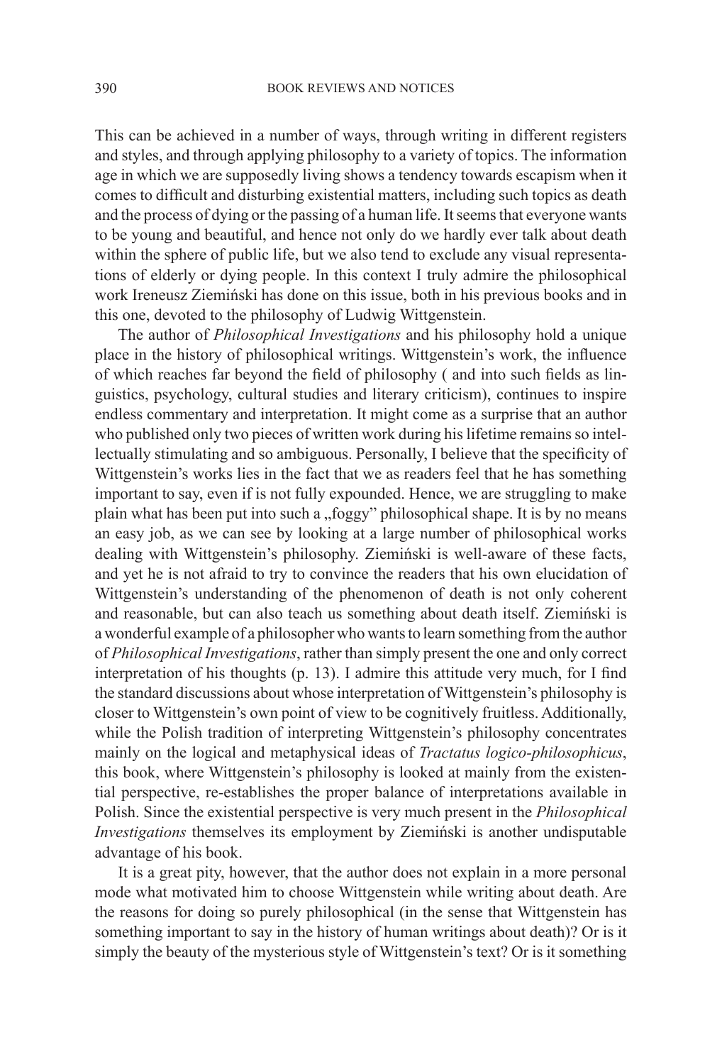This can be achieved in a number of ways, through writing in different registers and styles, and through applying philosophy to a variety of topics. The information age in which we are supposedly living shows a tendency towards escapism when it comes to difficult and disturbing existential matters, including such topics as death and the process of dying or the passing of a human life. It seems that everyone wants to be young and beautiful, and hence not only do we hardly ever talk about death within the sphere of public life, but we also tend to exclude any visual representations of elderly or dying people. In this context I truly admire the philosophical work Ireneusz Ziemiński has done on this issue, both in his previous books and in this one, devoted to the philosophy of Ludwig Wittgenstein.

The author of *Philosophical Investigations* and his philosophy hold a unique place in the history of philosophical writings. Wittgenstein's work, the influence of which reaches far beyond the field of philosophy ( and into such fields as linguistics, psychology, cultural studies and literary criticism), continues to inspire endless commentary and interpretation. It might come as a surprise that an author who published only two pieces of written work during his lifetime remains so intellectually stimulating and so ambiguous. Personally, I believe that the specificity of Wittgenstein's works lies in the fact that we as readers feel that he has something important to say, even if is not fully expounded. Hence, we are struggling to make plain what has been put into such a „foggy" philosophical shape. It is by no means an easy job, as we can see by looking at a large number of philosophical works dealing with Wittgenstein's philosophy. Ziemiński is well-aware of these facts, and yet he is not afraid to try to convince the readers that his own elucidation of Wittgenstein's understanding of the phenomenon of death is not only coherent and reasonable, but can also teach us something about death itself. Ziemiński is a wonderful example of a philosopher who wants to learn something from the author of *Philosophical Investigations*, rather than simply present the one and only correct interpretation of his thoughts (p. 13). I admire this attitude very much, for I find the standard discussions about whose interpretation of Wittgenstein's philosophy is closer to Wittgenstein's own point of view to be cognitively fruitless. Additionally, while the Polish tradition of interpreting Wittgenstein's philosophy concentrates mainly on the logical and metaphysical ideas of *Tractatus logico-philosophicus*, this book, where Wittgenstein's philosophy is looked at mainly from the existential perspective, re-establishes the proper balance of interpretations available in Polish. Since the existential perspective is very much present in the *Philosophical Investigations* themselves its employment by Ziemiński is another undisputable advantage of his book.

It is a great pity, however, that the author does not explain in a more personal mode what motivated him to choose Wittgenstein while writing about death. Are the reasons for doing so purely philosophical (in the sense that Wittgenstein has something important to say in the history of human writings about death)? Or is it simply the beauty of the mysterious style of Wittgenstein's text? Or is it something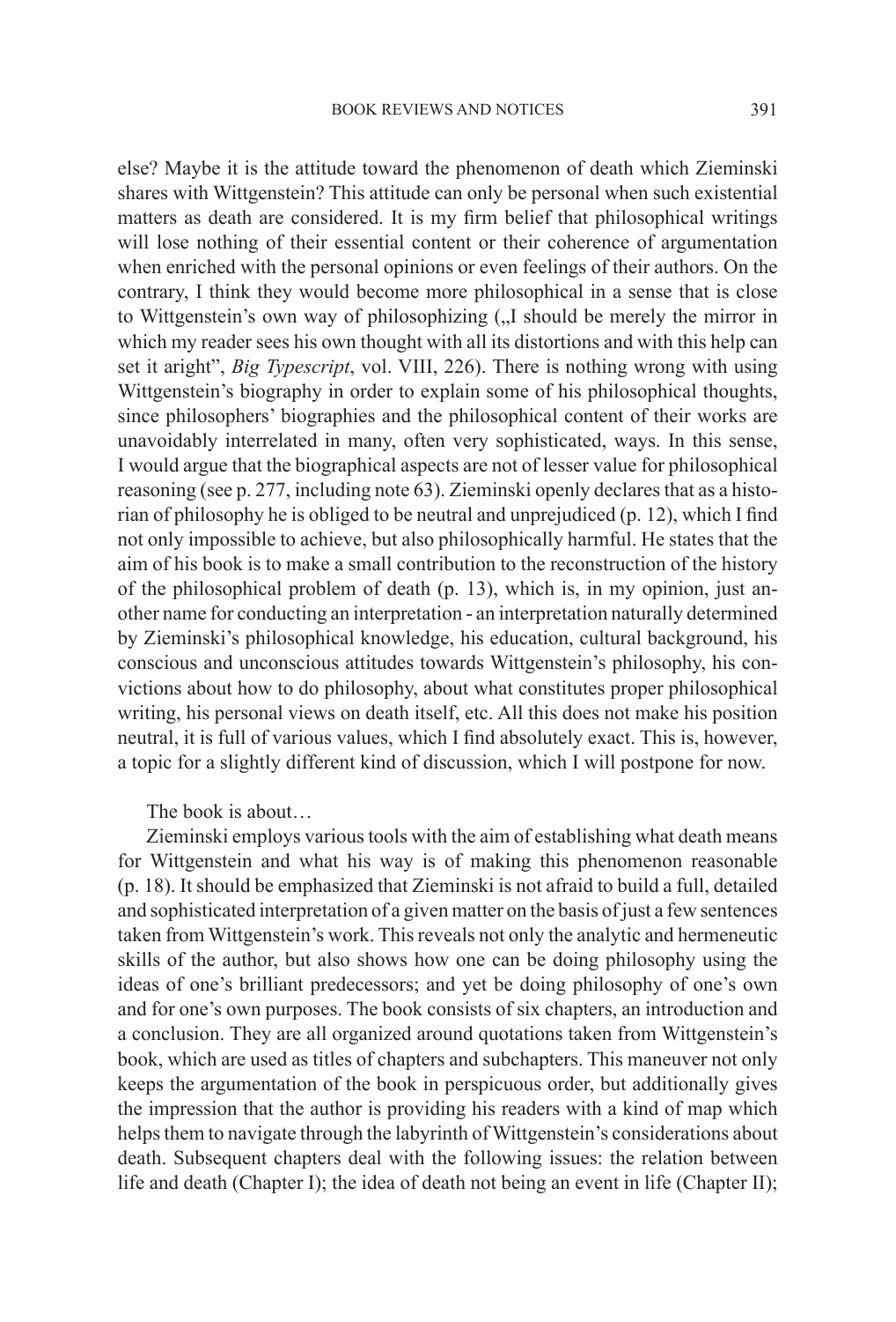else? Maybe it is the attitude toward the phenomenon of death which Zieminski shares with Wittgenstein? This attitude can only be personal when such existential matters as death are considered. It is my firm belief that philosophical writings will lose nothing of their essential content or their coherence of argumentation when enriched with the personal opinions or even feelings of their authors. On the contrary, I think they would become more philosophical in a sense that is close to Wittgenstein's own way of philosophizing („I should be merely the mirror in which my reader sees his own thought with all its distortions and with this help can set it aright", *Big Typescript*, vol. VIII, 226). There is nothing wrong with using Wittgenstein's biography in order to explain some of his philosophical thoughts, since philosophers' biographies and the philosophical content of their works are unavoidably interrelated in many, often very sophisticated, ways. In this sense, I would argue that the biographical aspects are not of lesser value for philosophical reasoning (see p. 277, including note 63). Zieminski openly declares that as a historian of philosophy he is obliged to be neutral and unprejudiced (p. 12), which I find not only impossible to achieve, but also philosophically harmful. He states that the aim of his book is to make a small contribution to the reconstruction of the history of the philosophical problem of death (p. 13), which is, in my opinion, just another name for conducting an interpretation - an interpretation naturally determined by Zieminski's philosophical knowledge, his education, cultural background, his conscious and unconscious attitudes towards Wittgenstein's philosophy, his convictions about how to do philosophy, about what constitutes proper philosophical writing, his personal views on death itself, etc. All this does not make his position neutral, it is full of various values, which I find absolutely exact. This is, however, a topic for a slightly different kind of discussion, which I will postpone for now.

The book is about…

Zieminski employs various tools with the aim of establishing what death means for Wittgenstein and what his way is of making this phenomenon reasonable (p. 18). It should be emphasized that Zieminski is not afraid to build a full, detailed and sophisticated interpretation of a given matter on the basis of just a few sentences taken from Wittgenstein's work. This reveals not only the analytic and hermeneutic skills of the author, but also shows how one can be doing philosophy using the ideas of one's brilliant predecessors; and yet be doing philosophy of one's own and for one's own purposes. The book consists of six chapters, an introduction and a conclusion. They are all organized around quotations taken from Wittgenstein's book, which are used as titles of chapters and subchapters. This maneuver not only keeps the argumentation of the book in perspicuous order, but additionally gives the impression that the author is providing his readers with a kind of map which helps them to navigate through the labyrinth of Wittgenstein's considerations about death. Subsequent chapters deal with the following issues: the relation between life and death (Chapter I); the idea of death not being an event in life (Chapter II);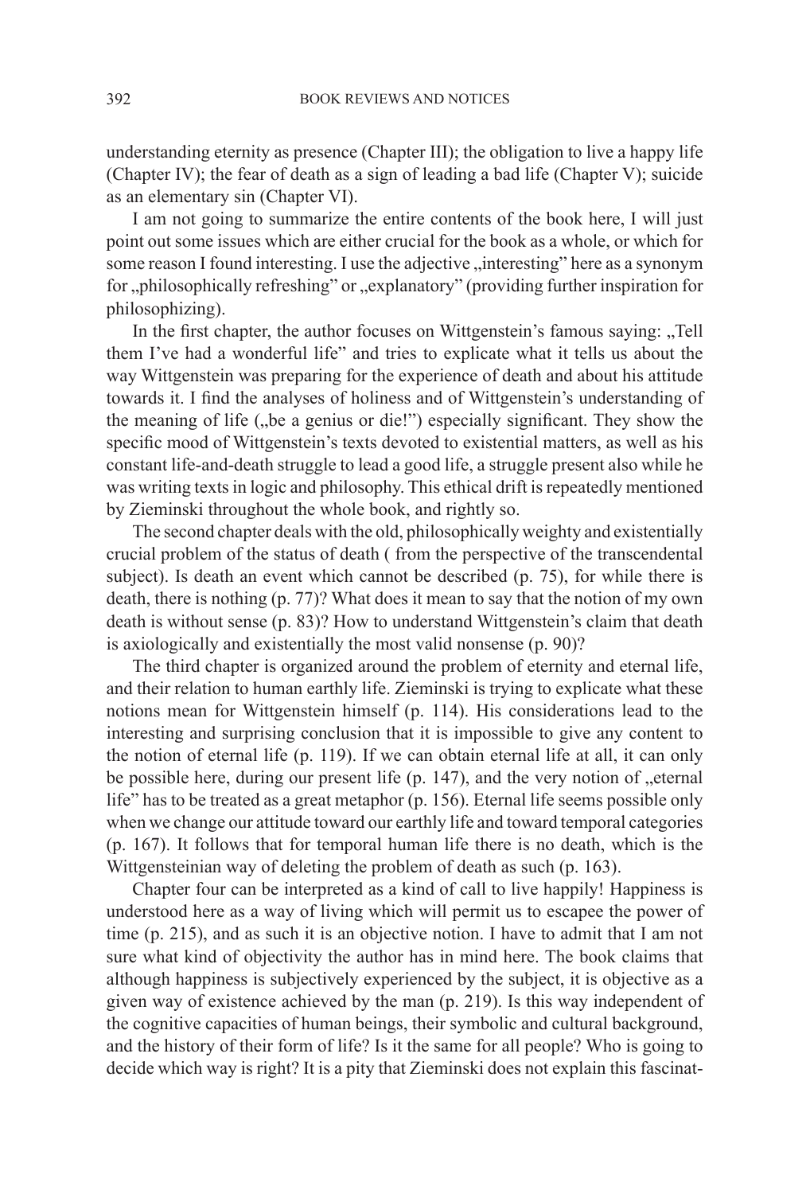understanding eternity as presence (Chapter III); the obligation to live a happy life (Chapter IV); the fear of death as a sign of leading a bad life (Chapter V); suicide as an elementary sin (Chapter VI).

I am not going to summarize the entire contents of the book here, I will just point out some issues which are either crucial for the book as a whole, or which for some reason I found interesting. I use the adjective „interesting" here as a synonym for „philosophically refreshing" or „explanatory" (providing further inspiration for philosophizing).

In the first chapter, the author focuses on Wittgenstein's famous saying: „Tell them I've had a wonderful life" and tries to explicate what it tells us about the way Wittgenstein was preparing for the experience of death and about his attitude towards it. I find the analyses of holiness and of Wittgenstein's understanding of the meaning of life („be a genius or die!") especially significant. They show the specific mood of Wittgenstein's texts devoted to existential matters, as well as his constant life-and-death struggle to lead a good life, a struggle present also while he was writing texts in logic and philosophy. This ethical drift is repeatedly mentioned by Zieminski throughout the whole book, and rightly so.

The second chapter deals with the old, philosophically weighty and existentially crucial problem of the status of death ( from the perspective of the transcendental subject). Is death an event which cannot be described (p. 75), for while there is death, there is nothing (p. 77)? What does it mean to say that the notion of my own death is without sense (p. 83)? How to understand Wittgenstein's claim that death is axiologically and existentially the most valid nonsense (p. 90)?

The third chapter is organized around the problem of eternity and eternal life, and their relation to human earthly life. Zieminski is trying to explicate what these notions mean for Wittgenstein himself (p. 114). His considerations lead to the interesting and surprising conclusion that it is impossible to give any content to the notion of eternal life (p. 119). If we can obtain eternal life at all, it can only be possible here, during our present life (p. 147), and the very notion of „eternal life" has to be treated as a great metaphor (p. 156). Eternal life seems possible only when we change our attitude toward our earthly life and toward temporal categories (p. 167). It follows that for temporal human life there is no death, which is the Wittgensteinian way of deleting the problem of death as such (p. 163).

Chapter four can be interpreted as a kind of call to live happily! Happiness is understood here as a way of living which will permit us to escapee the power of time (p. 215), and as such it is an objective notion. I have to admit that I am not sure what kind of objectivity the author has in mind here. The book claims that although happiness is subjectively experienced by the subject, it is objective as a given way of existence achieved by the man (p. 219). Is this way independent of the cognitive capacities of human beings, their symbolic and cultural background, and the history of their form of life? Is it the same for all people? Who is going to decide which way is right? It is a pity that Zieminski does not explain this fascinat-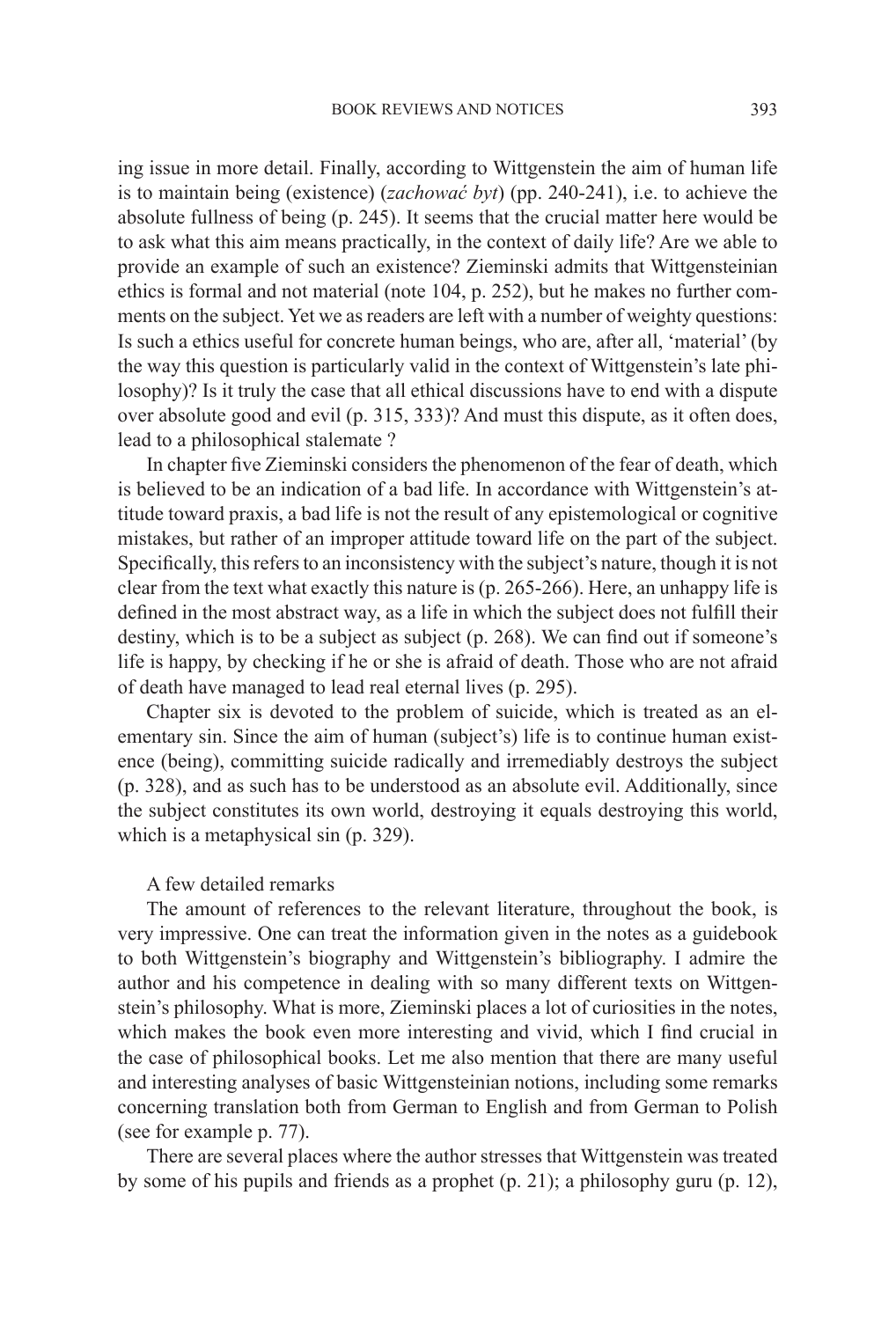ing issue in more detail. Finally, according to Wittgenstein the aim of human life is to maintain being (existence) (*zachować byt*) (pp. 240-241), i.e. to achieve the absolute fullness of being (p. 245). It seems that the crucial matter here would be to ask what this aim means practically, in the context of daily life? Are we able to provide an example of such an existence? Zieminski admits that Wittgensteinian ethics is formal and not material (note 104, p. 252), but he makes no further comments on the subject. Yet we as readers are left with a number of weighty questions: Is such a ethics useful for concrete human beings, who are, after all, 'material' (by the way this question is particularly valid in the context of Wittgenstein's late philosophy)? Is it truly the case that all ethical discussions have to end with a dispute over absolute good and evil (p. 315, 333)? And must this dispute, as it often does, lead to a philosophical stalemate ?

In chapter five Zieminski considers the phenomenon of the fear of death, which is believed to be an indication of a bad life. In accordance with Wittgenstein's attitude toward praxis, a bad life is not the result of any epistemological or cognitive mistakes, but rather of an improper attitude toward life on the part of the subject. Specifically, this refers to an inconsistency with the subject's nature, though it is not clear from the text what exactly this nature is (p. 265-266). Here, an unhappy life is defined in the most abstract way, as a life in which the subject does not fulfill their destiny, which is to be a subject as subject (p. 268). We can find out if someone's life is happy, by checking if he or she is afraid of death. Those who are not afraid of death have managed to lead real eternal lives (p. 295).

Chapter six is devoted to the problem of suicide, which is treated as an elementary sin. Since the aim of human (subject's) life is to continue human existence (being), committing suicide radically and irremediably destroys the subject (p. 328), and as such has to be understood as an absolute evil. Additionally, since the subject constitutes its own world, destroying it equals destroying this world, which is a metaphysical sin (p. 329).

A few detailed remarks

The amount of references to the relevant literature, throughout the book, is very impressive. One can treat the information given in the notes as a guidebook to both Wittgenstein's biography and Wittgenstein's bibliography. I admire the author and his competence in dealing with so many different texts on Wittgenstein's philosophy. What is more, Zieminski places a lot of curiosities in the notes, which makes the book even more interesting and vivid, which I find crucial in the case of philosophical books. Let me also mention that there are many useful and interesting analyses of basic Wittgensteinian notions, including some remarks concerning translation both from German to English and from German to Polish (see for example p. 77).

There are several places where the author stresses that Wittgenstein was treated by some of his pupils and friends as a prophet (p. 21); a philosophy guru (p. 12),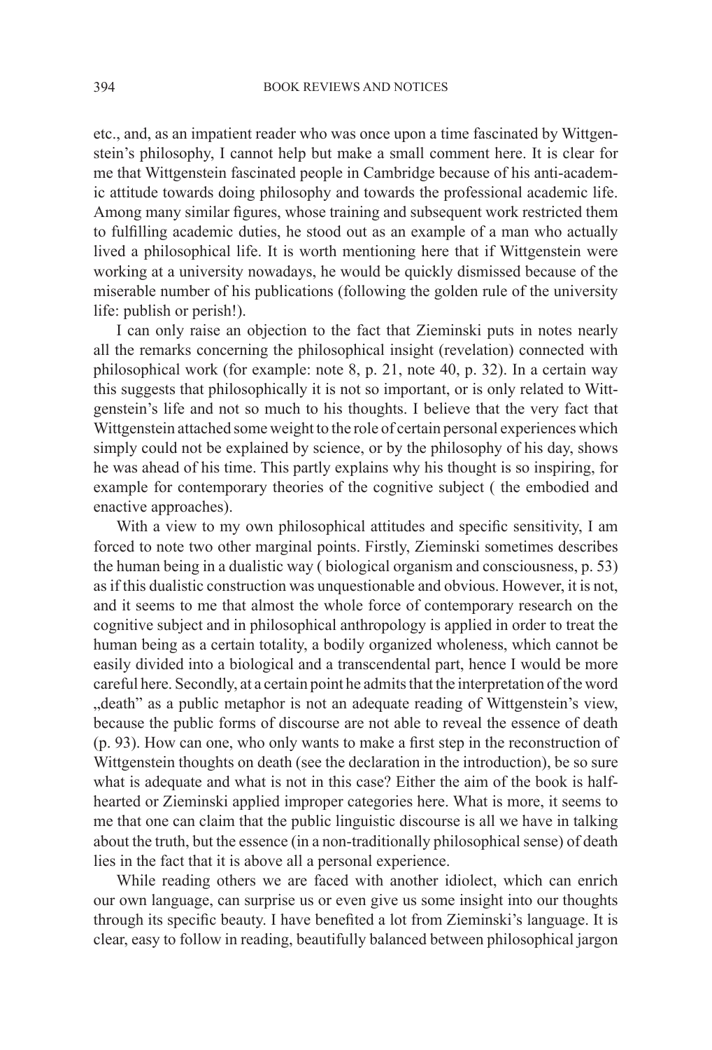etc., and, as an impatient reader who was once upon a time fascinated by Wittgenstein's philosophy, I cannot help but make a small comment here. It is clear for me that Wittgenstein fascinated people in Cambridge because of his anti-academic attitude towards doing philosophy and towards the professional academic life. Among many similar figures, whose training and subsequent work restricted them to fulfilling academic duties, he stood out as an example of a man who actually lived a philosophical life. It is worth mentioning here that if Wittgenstein were working at a university nowadays, he would be quickly dismissed because of the miserable number of his publications (following the golden rule of the university life: publish or perish!).

I can only raise an objection to the fact that Zieminski puts in notes nearly all the remarks concerning the philosophical insight (revelation) connected with philosophical work (for example: note 8, p. 21, note 40, p. 32). In a certain way this suggests that philosophically it is not so important, or is only related to Wittgenstein's life and not so much to his thoughts. I believe that the very fact that Wittgenstein attached some weight to the role of certain personal experiences which simply could not be explained by science, or by the philosophy of his day, shows he was ahead of his time. This partly explains why his thought is so inspiring, for example for contemporary theories of the cognitive subject ( the embodied and enactive approaches).

With a view to my own philosophical attitudes and specific sensitivity, I am forced to note two other marginal points. Firstly, Zieminski sometimes describes the human being in a dualistic way ( biological organism and consciousness, p. 53) as if this dualistic construction was unquestionable and obvious. However, it is not, and it seems to me that almost the whole force of contemporary research on the cognitive subject and in philosophical anthropology is applied in order to treat the human being as a certain totality, a bodily organized wholeness, which cannot be easily divided into a biological and a transcendental part, hence I would be more careful here. Secondly, at a certain point he admits that the interpretation of the word „death" as a public metaphor is not an adequate reading of Wittgenstein's view, because the public forms of discourse are not able to reveal the essence of death (p. 93). How can one, who only wants to make a first step in the reconstruction of Wittgenstein thoughts on death (see the declaration in the introduction), be so sure what is adequate and what is not in this case? Either the aim of the book is half-hearted or Zieminski applied improper categories here. What is more, it seems to me that one can claim that the public linguistic discourse is all we have in talking about the truth, but the essence (in a non-traditionally philosophical sense) of death lies in the fact that it is above all a personal experience.

While reading others we are faced with another idiolect, which can enrich our own language, can surprise us or even give us some insight into our thoughts through its specific beauty. I have benefited a lot from Zieminski's language. It is clear, easy to follow in reading, beautifully balanced between philosophical jargon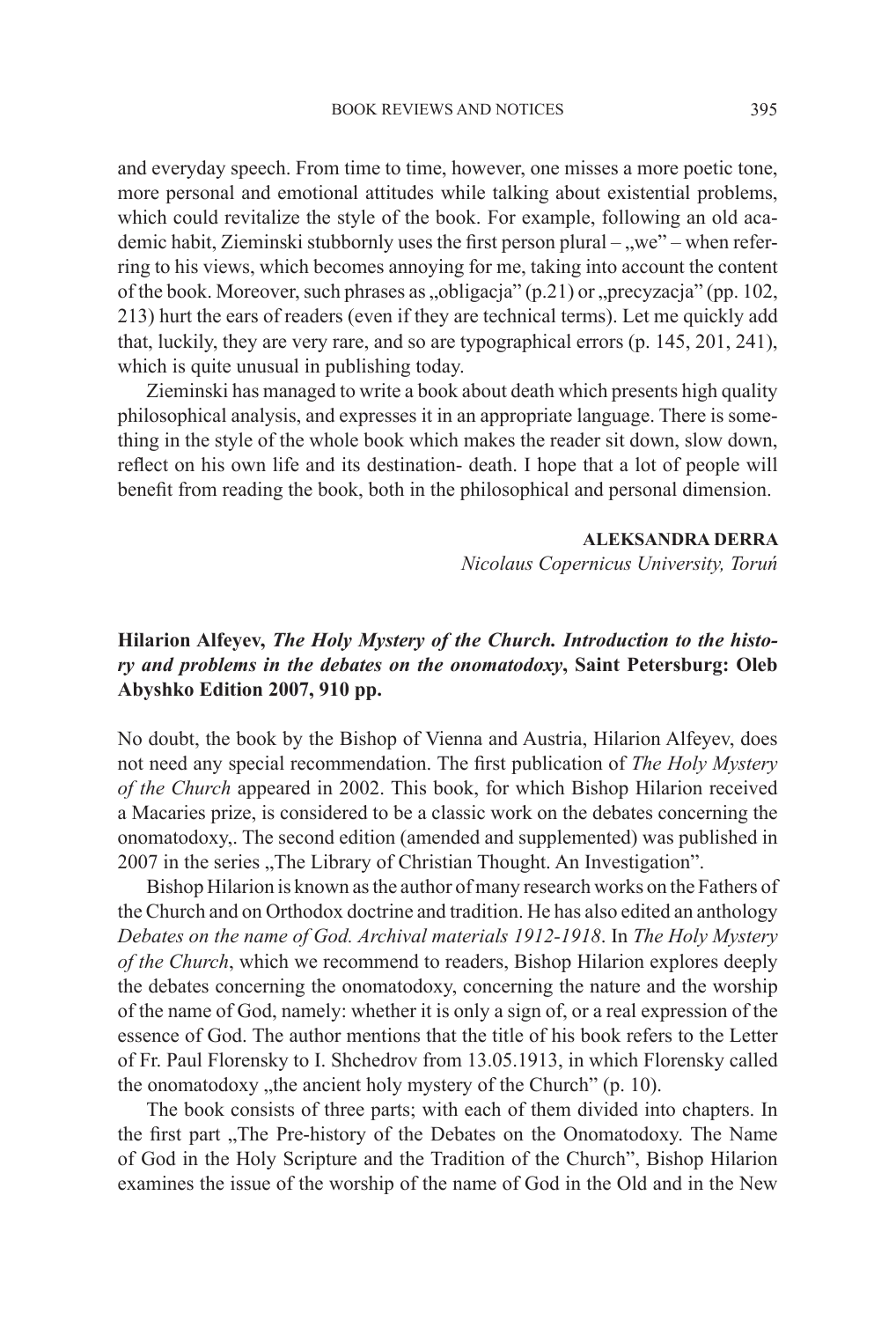and everyday speech. From time to time, however, one misses a more poetic tone, more personal and emotional attitudes while talking about existential problems, which could revitalize the style of the book. For example, following an old academic habit, Zieminski stubbornly uses the first person plural – „we" – when referring to his views, which becomes annoying for me, taking into account the content of the book. Moreover, such phrases as „obligacja" (p.21) or „precyzacja" (pp. 102, 213) hurt the ears of readers (even if they are technical terms). Let me quickly add that, luckily, they are very rare, and so are typographical errors (p. 145, 201, 241), which is quite unusual in publishing today.

Zieminski has managed to write a book about death which presents high quality philosophical analysis, and expresses it in an appropriate language. There is something in the style of the whole book which makes the reader sit down, slow down, reflect on his own life and its destination- death. I hope that a lot of people will benefit from reading the book, both in the philosophical and personal dimension.

**ALEKSANDRA DERRA**
*Nicolaus Copernicus University, Toruń*

**Hilarion Alfeyev, *The Holy Mystery of the Church. Introduction to the history and problems in the debates on the onomatodoxy*, Saint Petersburg: Oleb Abyshko Edition 2007, 910 pp.**

No doubt, the book by the Bishop of Vienna and Austria, Hilarion Alfeyev, does not need any special recommendation. The first publication of *The Holy Mystery of the Church* appeared in 2002. This book, for which Bishop Hilarion received a Macaries prize, is considered to be a classic work on the debates concerning the onomatodoxy,. The second edition (amended and supplemented) was published in 2007 in the series „The Library of Christian Thought. An Investigation".

Bishop Hilarion is known as the author of many research works on the Fathers of the Church and on Orthodox doctrine and tradition. He has also edited an anthology *Debates on the name of God. Archival materials 1912-1918*. In *The Holy Mystery of the Church*, which we recommend to readers, Bishop Hilarion explores deeply the debates concerning the onomatodoxy, concerning the nature and the worship of the name of God, namely: whether it is only a sign of, or a real expression of the essence of God. The author mentions that the title of his book refers to the Letter of Fr. Paul Florensky to I. Shchedrov from 13.05.1913, in which Florensky called the onomatodoxy „the ancient holy mystery of the Church" (p. 10).

The book consists of three parts; with each of them divided into chapters. In the first part „The Pre-history of the Debates on the Onomatodoxy. The Name of God in the Holy Scripture and the Tradition of the Church", Bishop Hilarion examines the issue of the worship of the name of God in the Old and in the New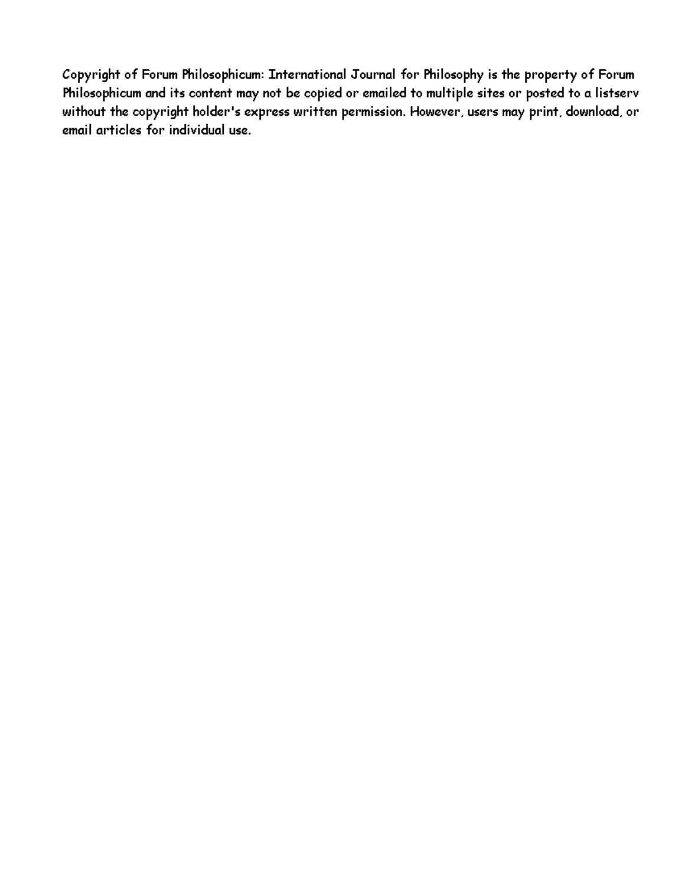Copyright of Forum Philosophicum: International Journal for Philosophy is the property of Forum Philosophicum and its content may not be copied or emailed to multiple sites or posted to a listserv without the copyright holder's express written permission. However, users may print, download, or email articles for individual use.